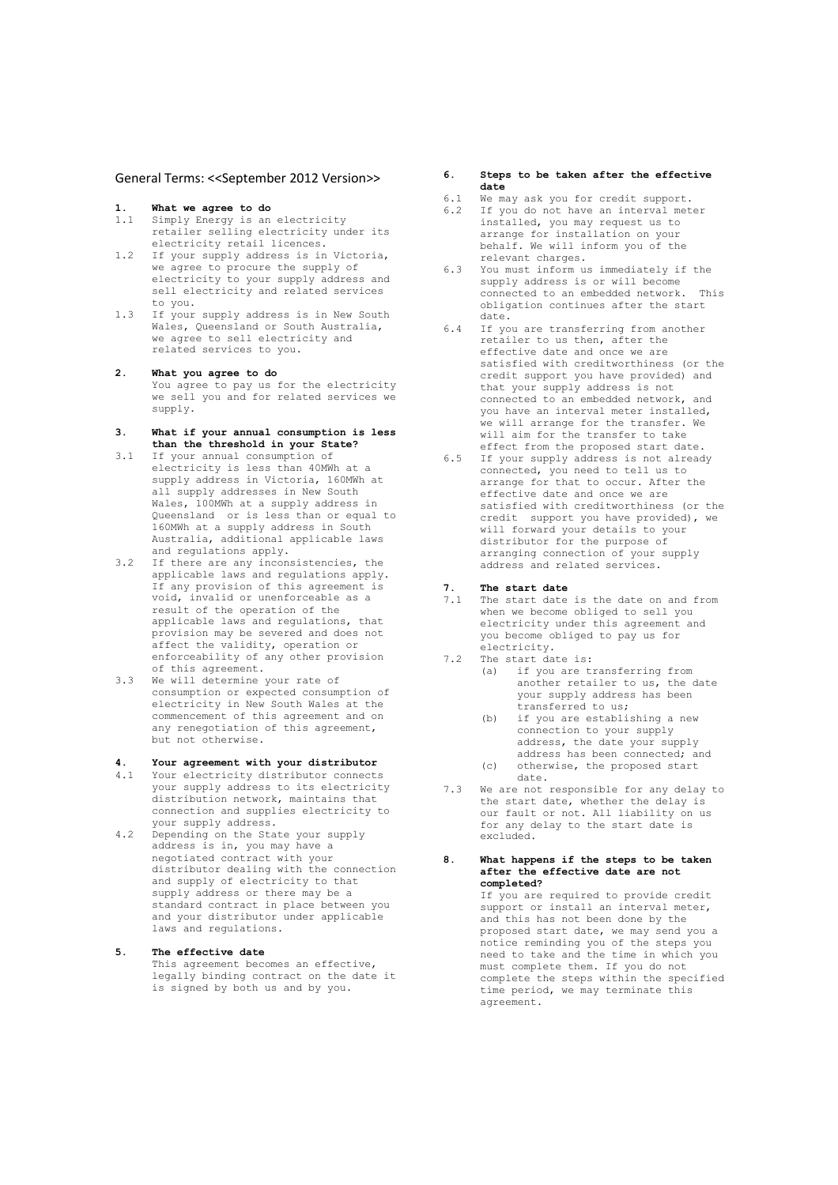General Terms: <<September 2012 Version>>

## 1. What we agree to do

1.1 Simply Energy is an electricity retailer selling electricity under its electricity retail licences.

1.2 If your supply address is in Victoria, we agree to procure the supply of electricity to your supply address and sell electricity and related services to you.

1.3 If your supply address is in New South Wales, Queensland or South Australia, we agree to sell electricity and related services to you.

## 2. What you agree to do

You agree to pay us for the electricity we sell you and for related services we supply.

## 3. What if your annual consumption is less than the threshold in your State?

3.1 If your annual consumption of electricity is less than 40MWh at a supply address in Victoria, 160MWh at all supply addresses in New South Wales, 100MWh at a supply address in Queensland or is less than or equal to 160MWh at a supply address in South Australia, additional applicable laws and regulations apply.

3.2 If there are any inconsistencies, the applicable laws and regulations apply. If any provision of this agreement is void, invalid or unenforceable as a result of the operation of the applicable laws and regulations, that provision may be severed and does not affect the validity, operation or enforceability of any other provision of this agreement.

3.3 We will determine your rate of consumption or expected consumption of electricity in New South Wales at the commencement of this agreement and on any renegotiation of this agreement, but not otherwise.

## 4. Your agreement with your distributor

4.1 Your electricity distributor connects your supply address to its electricity distribution network, maintains that connection and supplies electricity to your supply address.

4.2 Depending on the State your supply address is in, you may have a negotiated contract with your distributor dealing with the connection and supply of electricity to that supply address or there may be a standard contract in place between you and your distributor under applicable laws and regulations.

## 5. The effective date

This agreement becomes an effective, legally binding contract on the date it is signed by both us and by you.

## 6. Steps to be taken after the effective date

6.1 We may ask you for credit support.

6.2 If you do not have an interval meter installed, you may request us to arrange for installation on your behalf. We will inform you of the relevant charges.

6.3 You must inform us immediately if the supply address is or will become connected to an embedded network. This obligation continues after the start date.

6.4 If you are transferring from another retailer to us then, after the effective date and once we are satisfied with creditworthiness (or the credit support you have provided) and that your supply address is not connected to an embedded network, and you have an interval meter installed, we will arrange for the transfer. We will aim for the transfer to take effect from the proposed start date.

6.5 If your supply address is not already connected, you need to tell us to arrange for that to occur. After the effective date and once we are satisfied with creditworthiness (or the credit support you have provided), we will forward your details to your distributor for the purpose of arranging connection of your supply address and related services.

## 7. The start date

7.1 The start date is the date on and from when we become obliged to sell you electricity under this agreement and you become obliged to pay us for electricity.

7.2 The start date is:

(a) if you are transferring from another retailer to us, the date your supply address has been transferred to us;

(b) if you are establishing a new connection to your supply address, the date your supply address has been connected; and

(c) otherwise, the proposed start date.

7.3 We are not responsible for any delay to the start date, whether the delay is our fault or not. All liability on us for any delay to the start date is excluded.

## 8. What happens if the steps to be taken after the effective date are not completed?

If you are required to provide credit support or install an interval meter, and this has not been done by the proposed start date, we may send you a notice reminding you of the steps you need to take and the time in which you must complete them. If you do not complete the steps within the specified time period, we may terminate this agreement.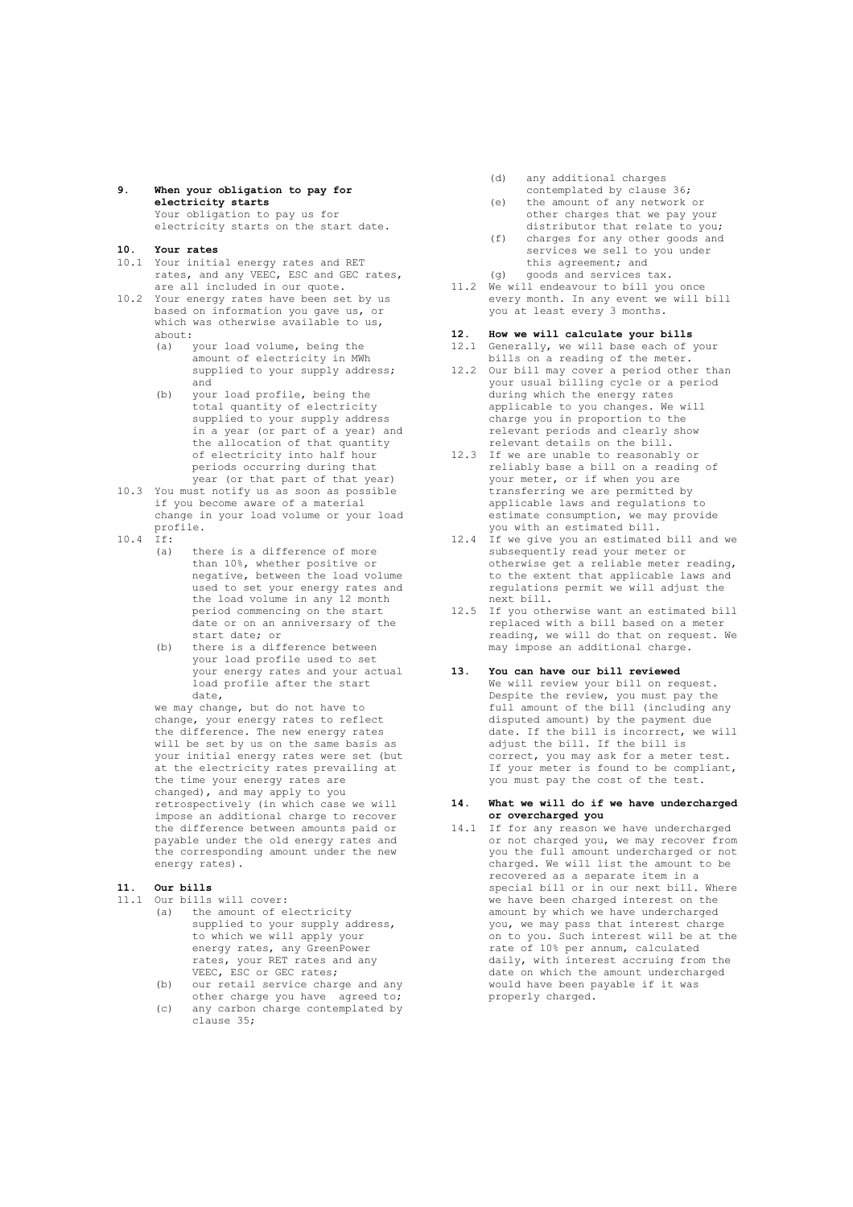## 9. When your obligation to pay for electricity starts

Your obligation to pay us for electricity starts on the start date.

## 10. Your rates

10.1 Your initial energy rates and RET rates, and any VEEC, ESC and GEC rates, are all included in our quote.

10.2 Your energy rates have been set by us based on information you gave us, or which was otherwise available to us, about:

- (a) your load volume, being the amount of electricity in MWh supplied to your supply address; and
- (b) your load profile, being the total quantity of electricity supplied to your supply address in a year (or that part of a year) and the allocation of that quantity of electricity into half hour periods occurring during that year (or that part of that year)

10.3 You must notify us as soon as possible if you become aware of a material change in your load volume or your load profile.

10.4 If:

- (a) there is a difference of more than 10%, whether positive or negative, between the load volume used to set your energy rates and the load volume in any 12 month period commencing on the start date or on an anniversary of the start date; or
- (b) there is a difference between your load profile used to set your energy rates and your actual load profile after the start date,

we may change, but do not have to change, your energy rates to reflect the difference. The new energy rates will be set by us on the same basis as your initial energy rates were set (but at the electricity rates prevailing at the time your energy rates are changed), and may apply to you retrospectively (in which case we will impose an additional charge to recover the difference between amounts paid or payable under the old energy rates and the corresponding amount under the new energy rates).

## 11. Our bills

11.1 Our bills will cover:

- (a) the amount of electricity supplied to your supply address, to which we will apply your energy rates, any GreenPower rates, your RET rates and any VEEC, ESC or GEC rates;
- (b) our retail service charge and any other charge you have agreed to;
- (c) any carbon charge contemplated by clause 35;
- (d) any additional charges contemplated by clause 36;
- (e) the amount of any network or other charges that we pay your distributor that relate to you;
- (f) charges for any other goods and services we sell to you under this agreement; and
- (g) goods and services tax.

11.2 We will endeavour to bill you once every month. In any event we will bill you at least every 3 months.

## 12. How we will calculate your bills

12.1 Generally, we will base each of your bills on a reading of the meter.

12.2 Our bill may cover a period other than your usual billing cycle or a period during which the energy rates applicable to you changes. We will charge you in proportion to the relevant periods and clearly show relevant details on the bill.

12.3 If we are unable to reasonably or reliably base a bill on a reading of your meter, or if when you are transferring we are permitted by applicable laws and regulations to estimate consumption, we may provide you with an estimated bill.

12.4 If we give you an estimated bill and we subsequently read your meter or otherwise get a reliable meter reading, to the extent that applicable laws and regulations permit we will adjust the next bill.

12.5 If you otherwise want an estimated bill replaced with a bill based on a meter reading, we will do that on request. We may impose an additional charge.

## 13. You can have our bill reviewed

We will review your bill on request. Despite the review, you must pay the full amount of the bill (including any disputed amount) by the payment due date. If the bill is incorrect, we will adjust the bill. If the bill is correct, you may ask for a meter test. If your meter is found to be compliant, you must pay the cost of the test.

## 14. What we will do if we have undercharged or overcharged you

14.1 If for any reason we have undercharged or not charged you, we may recover from you the full amount undercharged or not charged. We will list the amount to be recovered as a separate item in a special bill or in our next bill. Where we have been charged interest on the amount by which we have undercharged you, we may pass that interest charge on to you. Such interest will be at the rate of 10% per annum, calculated daily, with interest accruing from the date on which the amount undercharged would have been payable if it was properly charged.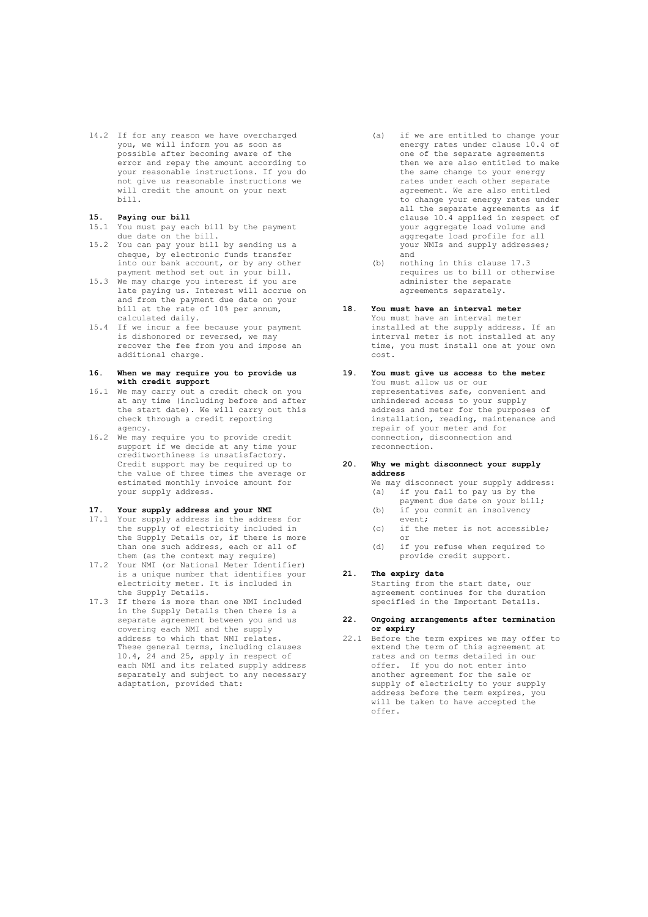14.2 If for any reason we have overcharged you, we will inform you as soon as possible after becoming aware of the error and repay the amount according to your reasonable instructions. If you do not give us reasonable instructions we will credit the amount on your next bill.

## 15. Paying our bill

15.1 You must pay each bill by the payment due date on the bill.

15.2 You can pay your bill by sending us a cheque, by electronic funds transfer into our bank account, or by any other payment method set out in your bill.

15.3 We may charge you interest if you are late paying us. Interest will accrue on and from the payment due date on your bill at the rate of 10% per annum, calculated daily.

15.4 If we incur a fee because your payment is dishonored or reversed, we may recover the fee from you and impose an additional charge.

## 16. When we may require you to provide us with credit support

16.1 We may carry out a credit check on you at any time (including before and after the start date). We will carry out this check through a credit reporting agency.

16.2 We may require you to provide credit support if we decide at any time your creditworthiness is unsatisfactory. Credit support may be required up to the value of three times the average or estimated monthly invoice amount for your supply address.

## 17. Your supply address and your NMI

17.1 Your supply address is the address for the supply of electricity included in the Supply Details or, if there is more than one such address, each or all of them (as the context may require)

17.2 Your NMI (or National Meter Identifier) is a unique number that identifies your electricity meter. It is included in the Supply Details.

17.3 If there is more than one NMI included in the Supply Details then there is a separate agreement between you and us covering each NMI and the supply address to which that NMI relates. These general terms, including clauses 10.4, 24 and 25, apply in respect of each NMI and its related supply address separately and subject to any necessary adaptation, provided that:

(a) if we are entitled to change your energy rates under clause 10.4 of one of the separate agreements then we are also entitled to make the same change to your energy rates under each other separate agreement. We are also entitled to change your energy rates under all the separate agreements as if clause 10.4 applied in respect of your aggregate load volume and aggregate load profile for all your NMIs and supply addresses; and

(b) nothing in this clause 17.3 requires us to bill or otherwise administer the separate agreements separately.

## 18. You must have an interval meter

You must have an interval meter installed at the supply address. If an interval meter is not installed at any time, you must install one at your own cost.

## 19. You must give us access to the meter

You must allow us or our representatives safe, convenient and unhindered access to your supply address and meter for the purposes of installation, reading, maintenance and repair of your meter and for connection, disconnection and reconnection.

## 20. Why we might disconnect your supply address

We may disconnect your supply address:

(a) if you fail to pay us by the payment due date on your bill;

(b) if you commit an insolvency event;

(c) if the meter is not accessible; or

(d) if you refuse when required to provide credit support.

## 21. The expiry date

Starting from the start date, our agreement continues for the duration specified in the Important Details.

## 22. Ongoing arrangements after termination or expiry

22.1 Before the term expires we may offer to extend the term of this agreement at rates and on terms detailed in our offer. If you do not enter into another agreement for the sale or supply of electricity to your supply address before the term expires, you will be taken to have accepted the offer.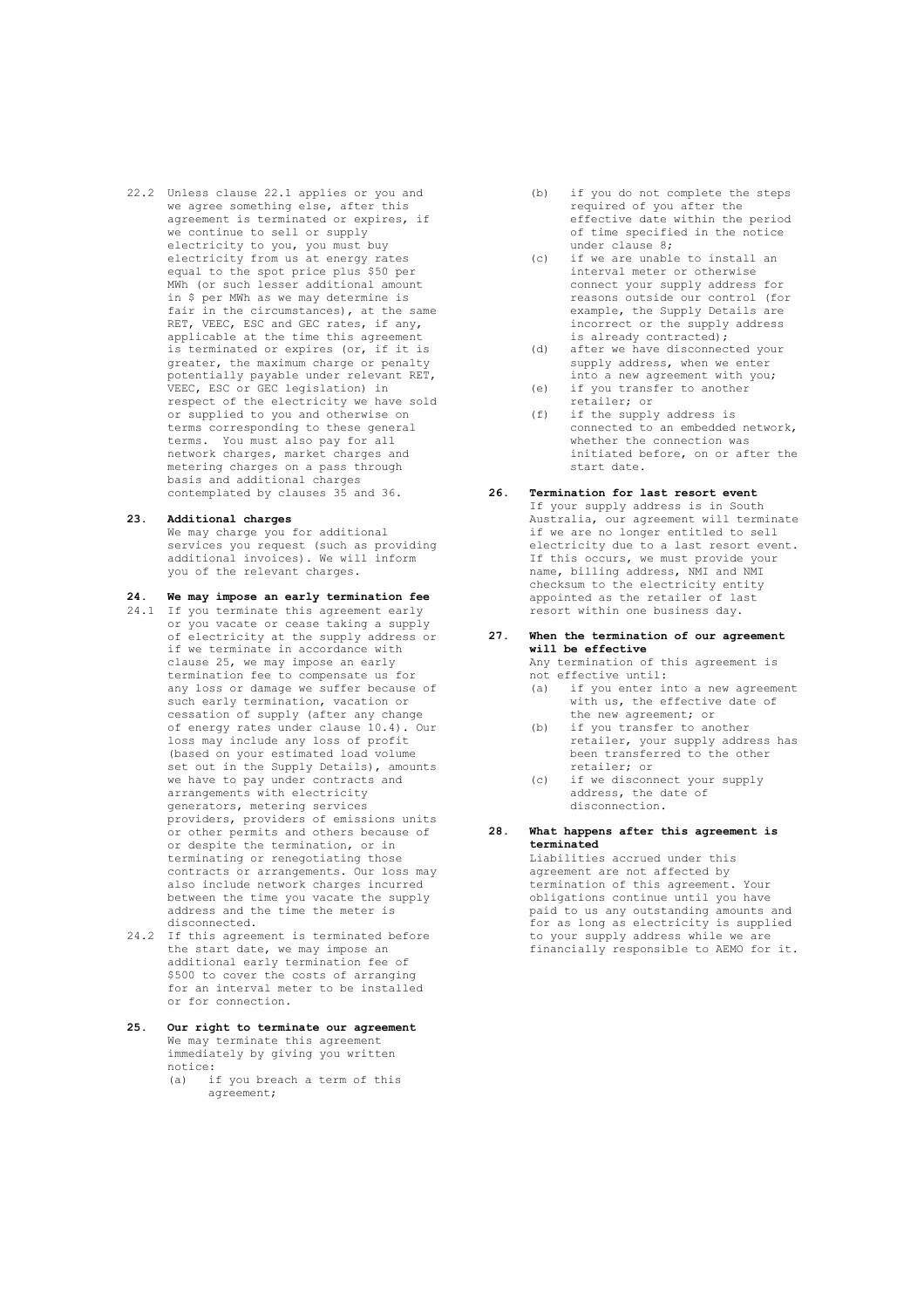22.2 Unless clause 22.1 applies or you and we agree something else, after this agreement is terminated or expires, if we continue to sell or supply electricity to you, you must buy electricity from us at energy rates equal to the spot price plus $50 per MWh (or such lesser additional amount in $ per MWh as we may determine is fair in the circumstances), at the same RET, VEEC, ESC and GEC rates, if any, applicable at the time this agreement is terminated or expires (or, if it is greater, the maximum charge or penalty potentially payable under relevant RET, VEEC, ESC or GEC legislation) in respect of the electricity we have sold or supplied to you and otherwise on terms corresponding to these general terms. You must also pay for all network charges, market charges and metering charges on a pass through basis and additional charges contemplated by clauses 35 and 36.

## 23. Additional charges

We may charge you for additional services you request (such as providing additional invoices). We will inform you of the relevant charges.

## 24. We may impose an early termination fee

24.1 If you terminate this agreement early or you vacate or cease taking a supply of electricity at the supply address or if we terminate in accordance with clause 25, we may impose an early termination fee to compensate us for any loss or damage we suffer because of such early termination, vacation or cessation of supply (after any change of energy rates under clause 10.4). Our loss may include any loss of profit (based on your estimated load volume set out in the Supply Details), amounts we have to pay under contracts and arrangements with electricity generators, metering services providers, providers of emissions units or other permits and others because of or despite the termination, or in terminating or renegotiating those contracts or arrangements. Our loss may also include network charges incurred between the time you vacate the supply address and the time the meter is disconnected.

24.2 If this agreement is terminated before the start date, we may impose an additional early termination fee of $500 to cover the costs of arranging for an interval meter to be installed or for connection.

## 25. Our right to terminate our agreement

We may terminate this agreement immediately by giving you written notice:

(a) if you breach a term of this agreement;

(b) if you do not complete the steps required of you after the effective date within the period of time specified in the notice under clause 8;

(c) if we are unable to install an interval meter or otherwise connect your supply address for reasons outside our control (for example, the Supply Details are incorrect or the supply address is already contracted);

(d) after we have disconnected your supply address, when we enter into a new agreement with you;

(e) if you transfer to another retailer; or

(f) if the supply address is connected to an embedded network, whether the connection was initiated before, on or after the start date.

## 26. Termination for last resort event

If your supply address is in South Australia, our agreement will terminate if we are no longer entitled to sell electricity due to a last resort event. If this occurs, we must provide your name, billing address, NMI and NMI checksum to the electricity entity appointed as the retailer of last resort within one business day.

## 27. When the termination of our agreement will be effective

Any termination of this agreement is not effective until:

(a) if you enter into a new agreement with us, the effective date of the new agreement; or

(b) if you transfer to another retailer, your supply address has been transferred to the other retailer; or

(c) if we disconnect your supply address, the date of disconnection.

## 28. What happens after this agreement is terminated

Liabilities accrued under this agreement are not affected by termination of this agreement. Your obligations continue until you have paid to us any outstanding amounts and for as long as electricity is supplied to your supply address while we are financially responsible to AEMO for it.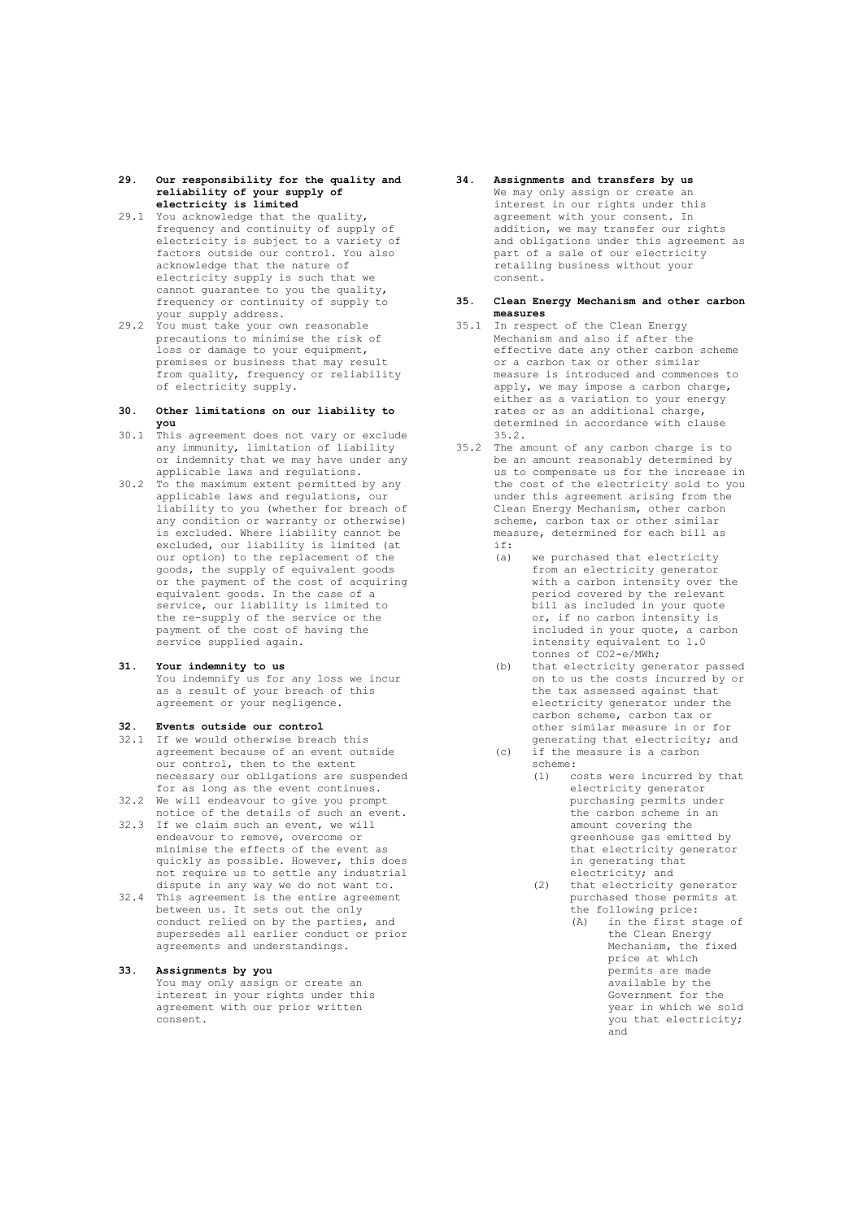**29. Our responsibility for the quality and reliability of your supply of electricity is limited**

29.1 You acknowledge that the quality, frequency and continuity of supply of electricity is subject to a variety of factors outside our control. You also acknowledge that the nature of electricity supply is such that we cannot guarantee to you the quality, frequency or continuity of supply to your supply address.

29.2 You must take your own reasonable precautions to minimise the risk of loss or damage to your equipment, premises or business that may result from quality, frequency or reliability of electricity supply.

**30. Other limitations on our liability to you**

30.1 This agreement does not vary or exclude any immunity, limitation of liability or indemnity that we may have under any applicable laws and regulations.

30.2 To the maximum extent permitted by any applicable laws and regulations, our liability to you (whether for breach of any condition or warranty or otherwise) is excluded. Where liability cannot be excluded, our liability is limited (at our option) to the replacement of the goods, the supply of equivalent goods or the payment of the cost of acquiring equivalent goods. In the case of a service, our liability is limited to the re-supply of the service or the payment of the cost of having the service supplied again.

**31. Your indemnity to us**

You indemnify us for any loss we incur as a result of your breach of this agreement or your negligence.

**32. Events outside our control**

32.1 If we would otherwise breach this agreement because of an event outside our control, then to the extent necessary our obligations are suspended for as long as the event continues.

32.2 We will endeavour to give you prompt notice of the details of such an event.

32.3 If we claim such an event, we will endeavour to remove, overcome or minimise the effects of the event as quickly as possible. However, this does not require us to settle any industrial dispute in any way we do not want to.

32.4 This agreement is the entire agreement between us. It sets out the only conduct relied on by the parties, and supersedes all earlier conduct or prior agreements and understandings.

**33. Assignments by you**

You may only assign or create an interest in your rights under this agreement with our prior written consent.

**34. Assignments and transfers by us**

We may only assign or create an interest in our rights under this agreement with your consent. In addition, we may transfer our rights and obligations under this agreement as part of a sale of our electricity retailing business without your consent.

**35. Clean Energy Mechanism and other carbon measures**

35.1 In respect of the Clean Energy Mechanism and also if after the effective date any other carbon scheme or a carbon tax or other similar measure is introduced and commences to apply, we may impose a carbon charge, either as a variation to your energy rates or as an additional charge, determined in accordance with clause 35.2.

35.2 The amount of any carbon charge is to be an amount reasonably determined by us to compensate us for the increase in the cost of the electricity sold to you under this agreement arising from the Clean Energy Mechanism, other carbon scheme, carbon tax or other similar measure, determined for each bill as if:

(a) we purchased that electricity from an electricity generator with a carbon intensity over the period covered by the relevant bill as included in your quote or, if no carbon intensity is included in your quote, a carbon intensity equivalent to 1.0 tonnes of $CO_2$-e/MWh;

(b) that electricity generator passed on to us the costs incurred by or the tax assessed against that electricity generator under the carbon scheme, carbon tax or other similar measure in or for generating that electricity; and

(c) if the measure is a carbon scheme:

(1) costs were incurred by that electricity generator purchasing permits under the carbon scheme in an amount covering the greenhouse gas emitted by that electricity generator in generating that electricity; and

(2) that electricity generator purchased those permits at the following price:

(A) in the first stage of the Clean Energy Mechanism, the fixed price at which permits are made available by the Government for the year in which we sold you that electricity; and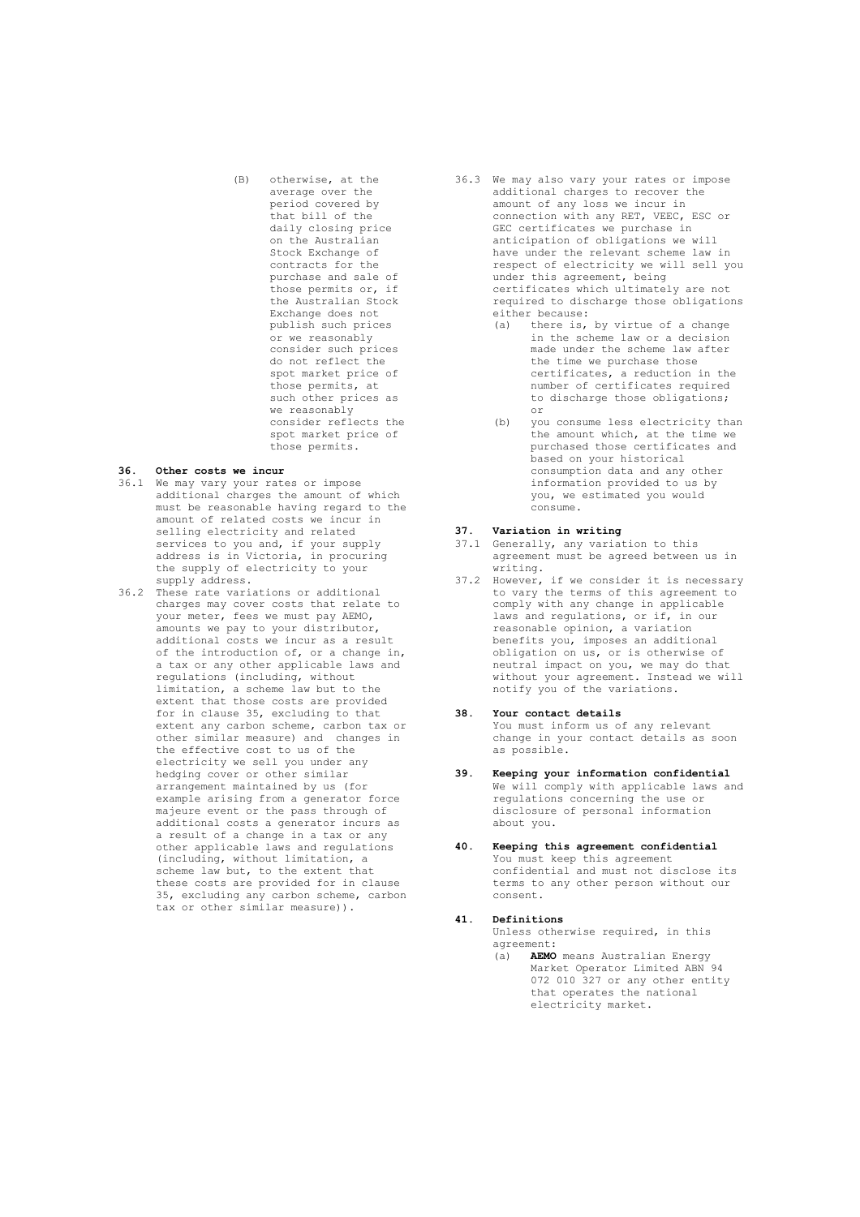(B) otherwise, at the average over the period covered by that bill of the daily closing price on the Australian Stock Exchange of contracts for the purchase and sale of those permits or, if the Australian Stock Exchange does not publish such prices or we reasonably consider such prices do not reflect the spot market price of those permits, at such other prices as we reasonably consider reflects the spot market price of those permits.

## 36. Other costs we incur

36.1 We may vary your rates or impose additional charges the amount of which must be reasonable having regard to the amount of related costs we incur in selling electricity and related services to you and, if your supply address is in Victoria, in procuring the supply of electricity to your supply address.

36.2 These rate variations or additional charges may cover costs that relate to your meter, fees we must pay AEMO, amounts we pay to your distributor, additional costs we incur as a result of the introduction of, or a change in, a tax or any other applicable laws and regulations (including, without limitation, a scheme law but to the extent that those costs are provided for in clause 35, excluding to that extent any carbon scheme, carbon tax or other similar measure) and changes in the effective cost to us of the electricity we sell you under any hedging cover or other similar arrangement maintained by us (for example arising from a generator force majeure event or the pass through of additional costs a generator incurs as a result of a change in a tax or any other applicable laws and regulations (including, without limitation, a scheme law but, to the extent that these costs are provided for in clause 35, excluding any carbon scheme, carbon tax or other similar measure)).

36.3 We may also vary your rates or impose additional charges to recover the amount of any loss we incur in connection with any RET, VEEC, ESC or GEC certificates we purchase in anticipation of obligations we will have under the relevant scheme law in respect of electricity we will sell you under this agreement, being certificates which ultimately are not required to discharge those obligations either because:

(a) there is, by virtue of a change in the scheme law or a decision made under the scheme law after the time we purchase those certificates, a reduction in the number of certificates required to discharge those obligations; or

(b) you consume less electricity than the amount which, at the time we purchased those certificates and based on your historical consumption data and any other information provided to us by you, we estimated you would consume.

## 37. Variation in writing

37.1 Generally, any variation to this agreement must be agreed between us in writing.

37.2 However, if we consider it is necessary to vary the terms of this agreement to comply with any change in applicable laws and regulations, or if, in our reasonable opinion, a variation benefits you, imposes an additional obligation on us, or is otherwise of neutral impact on you, we may do that without your agreement. Instead we will notify you of the variations.

## 38. Your contact details

You must inform us of any relevant change in your contact details as soon as possible.

## 39. Keeping your information confidential

We will comply with applicable laws and regulations concerning the use or disclosure of personal information about you.

## 40. Keeping this agreement confidential

You must keep this agreement confidential and must not disclose its terms to any other person without our consent.

## 41. Definitions

Unless otherwise required, in this agreement:

(a) **AEMO** means Australian Energy Market Operator Limited ABN 94 072 010 327 or any other entity that operates the national electricity market.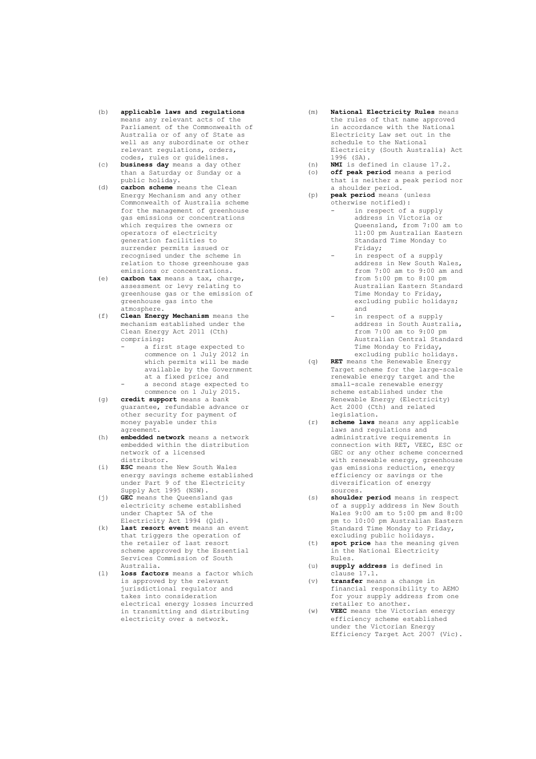(b) **applicable laws and regulations** means any relevant acts of the Parliament of the Commonwealth of Australia or of any of State as well as any subordinate or other relevant regulations, orders, codes, rules or guidelines.

(c) **business day** means a day other than a Saturday or Sunday or a public holiday.

(d) **carbon scheme** means the Clean Energy Mechanism and any other Commonwealth of Australia scheme for the management of greenhouse gas emissions or concentrations which requires the owners or operators of electricity generation facilities to surrender permits issued or recognised under the scheme in relation to those greenhouse gas emissions or concentrations.

(e) **carbon tax** means a tax, charge, assessment or levy relating to greenhouse gas or the emission of greenhouse gas into the atmosphere.

(f) **Clean Energy Mechanism** means the mechanism established under the Clean Energy Act 2011 (Cth) comprising:
- a first stage expected to commence on 1 July 2012 in which permits will be made available by the Government at a fixed price; and
- a second stage expected to commence on 1 July 2015.

(g) **credit support** means a bank guarantee, refundable advance or other security for payment of money payable under this agreement.

(h) **embedded network** means a network embedded within the distribution network of a licensed distributor.

(i) **ESC** means the New South Wales energy savings scheme established under Part 9 of the Electricity Supply Act 1995 (NSW).

(j) **GEC** means the Queensland gas electricity scheme established under Chapter 5A of the Electricity Act 1994 (Qld).

(k) **last resort event** means an event that triggers the operation of the retailer of last resort scheme approved by the Essential Services Commission of South Australia.

(l) **loss factors** means a factor which is approved by the relevant jurisdictional regulator and takes into consideration electrical energy losses incurred in transmitting and distributing electricity over a network.

(m) **National Electricity Rules** means the rules of that name approved in accordance with the National Electricity Law set out in the schedule to the National Electricity (South Australia) Act 1996 (SA).

(n) **NMI** is defined in clause 17.2.

(o) **off peak period** means a period that is neither a peak period nor a shoulder period.

(p) **peak period** means (unless otherwise notified):
- in respect of a supply address in Victoria or Queensland, from 7:00 am to 11:00 pm Australian Eastern Standard Time Monday to Friday;
- in respect of a supply address in New South Wales, from 7:00 am to 9:00 am and from 5:00 pm to 8:00 pm Australian Eastern Standard Time Monday to Friday, excluding public holidays; and
- in respect of a supply address in South Australia, from 7:00 am to 9:00 pm Australian Central Standard Time Monday to Friday, excluding public holidays.

(q) **RET** means the Renewable Energy Target scheme for the large-scale renewable energy target and the small-scale renewable energy scheme established under the Renewable Energy (Electricity) Act 2000 (Cth) and related legislation.

(r) **scheme laws** means any applicable laws and regulations and administrative requirements in connection with RET, VEEC, ESC or GEC or any other scheme concerned with renewable energy, greenhouse gas emissions reduction, energy efficiency or savings or the diversification of energy sources.

(s) **shoulder period** means in respect of a supply address in New South Wales 9:00 am to 5:00 pm and 8:00 pm to 10:00 pm Australian Eastern Standard Time Monday to Friday, excluding public holidays.

(t) **spot price** has the meaning given in the National Electricity Rules.

(u) **supply address** is defined in clause 17.1.

(v) **transfer** means a change in financial responsibility to AEMO for your supply address from one retailer to another.

(w) **VEEC** means the Victorian energy efficiency scheme established under the Victorian Energy Efficiency Target Act 2007 (Vic).